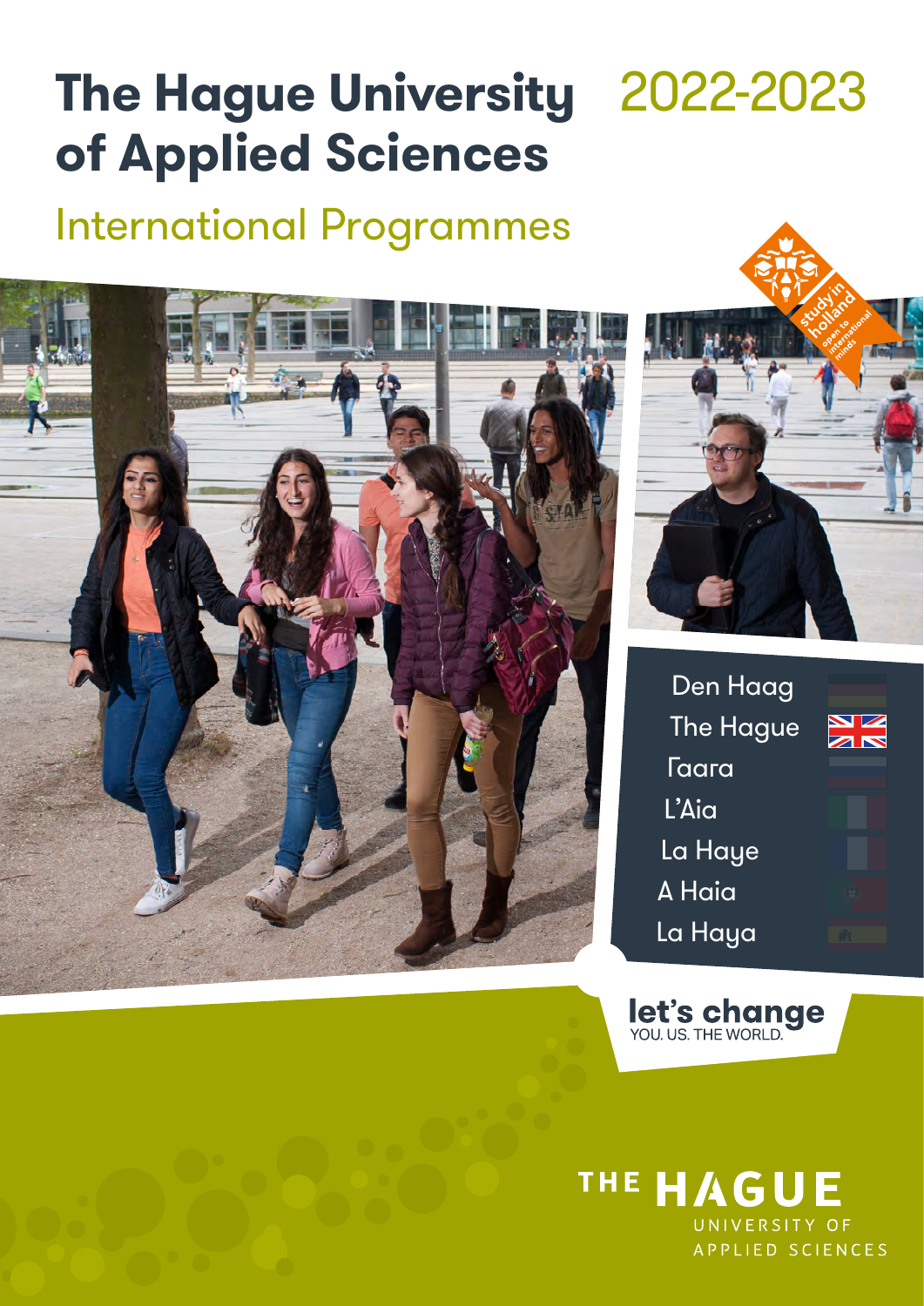# The Hague University of Applied Sciences 2022-2023

## International Programmes

study in holland
open to international minds

Den Haag
The Hague
Гаага
L'Aia
La Haye
A Haia
La Haya

let's change
YOU. US. THE WORLD.

THE HAGUE
UNIVERSITY OF
APPLIED SCIENCES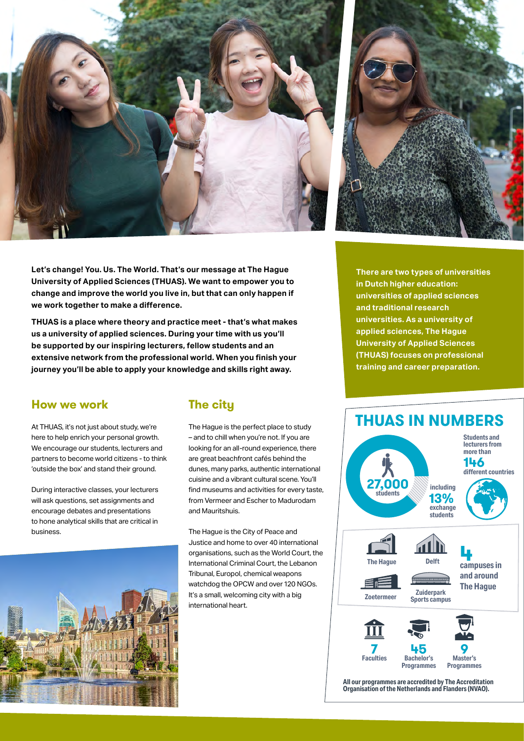**Let's change! You. Us. The World. That's our message at The Hague University of Applied Sciences (THUAS). We want to empower you to change and improve the world you live in, but that can only happen if we work together to make a difference.**

**THUAS is a place where theory and practice meet - that's what makes us a university of applied sciences. During your time with us you'll be supported by our inspiring lecturers, fellow students and an extensive network from the professional world. When you finish your journey you'll be able to apply your knowledge and skills right away.**

**There are two types of universities in Dutch higher education: universities of applied sciences and traditional research universities. As a university of applied sciences, The Hague University of Applied Sciences (THUAS) focuses on professional training and career preparation.**

## How we work

At THUAS, it's not just about study, we're here to help enrich your personal growth. We encourage our students, lecturers and partners to become world citizens - to think 'outside the box' and stand their ground.

During interactive classes, your lecturers will ask questions, set assignments and encourage debates and presentations to hone analytical skills that are critical in business.

## The city

The Hague is the perfect place to study – and to chill when you're not. If you are looking for an all-round experience, there are great beachfront cafés behind the dunes, many parks, authentic international cuisine and a vibrant cultural scene. You'll find museums and activities for every taste, from Vermeer and Escher to Madurodam and Mauritshuis.

The Hague is the City of Peace and Justice and home to over 40 international organisations, such as the World Court, the International Criminal Court, the Lebanon Tribunal, Europol, chemical weapons watchdog the OPCW and over 120 NGOs. It's a small, welcoming city with a big international heart.

## THUAS IN NUMBERS

27,000 students

including 13% exchange students

Students and lecturers from more than 146 different countries

The Hague

Delft

Zoetermeer

Zuiderpark Sports campus

4 campuses in and around The Hague

7 Faculties

45 Bachelor's Programmes

9 Master's Programmes

All our programmes are accredited by The Accreditation Organisation of the Netherlands and Flanders (NVAO).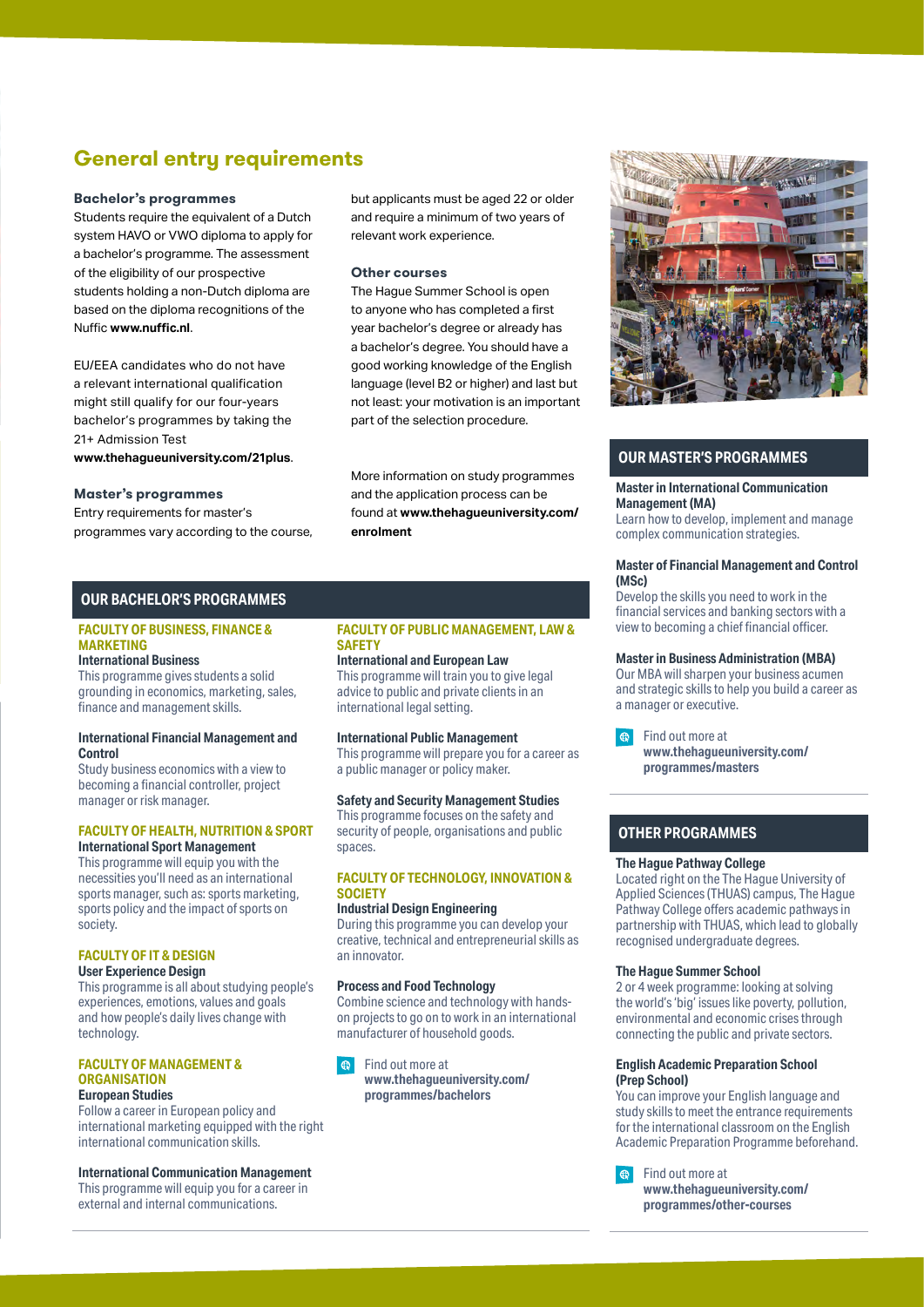# General entry requirements

### Bachelor's programmes

Students require the equivalent of a Dutch system HAVO or VWO diploma to apply for a bachelor's programme. The assessment of the eligibility of our prospective students holding a non-Dutch diploma are based on the diploma recognitions of the Nuffic **www.nuffic.nl**.

EU/EEA candidates who do not have a relevant international qualification might still qualify for our four-years bachelor's programmes by taking the 21+ Admission Test **www.thehagueuniversity.com/21plus**.

### Master's programmes

Entry requirements for master's programmes vary according to the course, but applicants must be aged 22 or older and require a minimum of two years of relevant work experience.

### Other courses

The Hague Summer School is open to anyone who has completed a first year bachelor's degree or already has a bachelor's degree. You should have a good working knowledge of the English language (level B2 or higher) and last but not least: your motivation is an important part of the selection procedure.

More information on study programmes and the application process can be found at **www.thehagueuniversity.com/enrolment**

## OUR BACHELOR'S PROGRAMMES

### FACULTY OF BUSINESS, FINANCE & MARKETING

**International Business**
This programme gives students a solid grounding in economics, marketing, sales, finance and management skills.

**International Financial Management and Control**
Study business economics with a view to becoming a financial controller, project manager or risk manager.

### FACULTY OF HEALTH, NUTRITION & SPORT

**International Sport Management**
This programme will equip you with the necessities you'll need as an international sports manager, such as: sports marketing, sports policy and the impact of sports on society.

### FACULTY OF IT & DESIGN

**User Experience Design**
This programme is all about studying people's experiences, emotions, values and goals and how people's daily lives change with technology.

### FACULTY OF MANAGEMENT & ORGANISATION

**European Studies**
Follow a career in European policy and international marketing equipped with the right international communication skills.

**International Communication Management**
This programme will equip you for a career in external and internal communications.

### FACULTY OF PUBLIC MANAGEMENT, LAW & SAFETY

**International and European Law**
This programme will train you to give legal advice to public and private clients in an international legal setting.

**International Public Management**
This programme will prepare you for a career as a public manager or policy maker.

**Safety and Security Management Studies**
This programme focuses on the safety and security of people, organisations and public spaces.

### FACULTY OF TECHNOLOGY, INNOVATION & SOCIETY

**Industrial Design Engineering**
During this programme you can develop your creative, technical and entrepreneurial skills as an innovator.

**Process and Food Technology**
Combine science and technology with hands-on projects to go on to work in an international manufacturer of household goods.

Find out more at **www.thehagueuniversity.com/programmes/bachelors**

## OUR MASTER'S PROGRAMMES

**Master in International Communication Management (MA)**
Learn how to develop, implement and manage complex communication strategies.

**Master of Financial Management and Control (MSc)**
Develop the skills you need to work in the financial services and banking sectors with a view to becoming a chief financial officer.

**Master in Business Administration (MBA)**
Our MBA will sharpen your business acumen and strategic skills to help you build a career as a manager or executive.

Find out more at **www.thehagueuniversity.com/programmes/masters**

## OTHER PROGRAMMES

**The Hague Pathway College**
Located right on the The Hague University of Applied Sciences (THUAS) campus, The Hague Pathway College offers academic pathways in partnership with THUAS, which lead to globally recognised undergraduate degrees.

**The Hague Summer School**
2 or 4 week programme: looking at solving the world's 'big' issues like poverty, pollution, environmental and economic crises through connecting the public and private sectors.

**English Academic Preparation School (Prep School)**
You can improve your English language and study skills to meet the entrance requirements for the international classroom on the English Academic Preparation Programme beforehand.

Find out more at **www.thehagueuniversity.com/programmes/other-courses**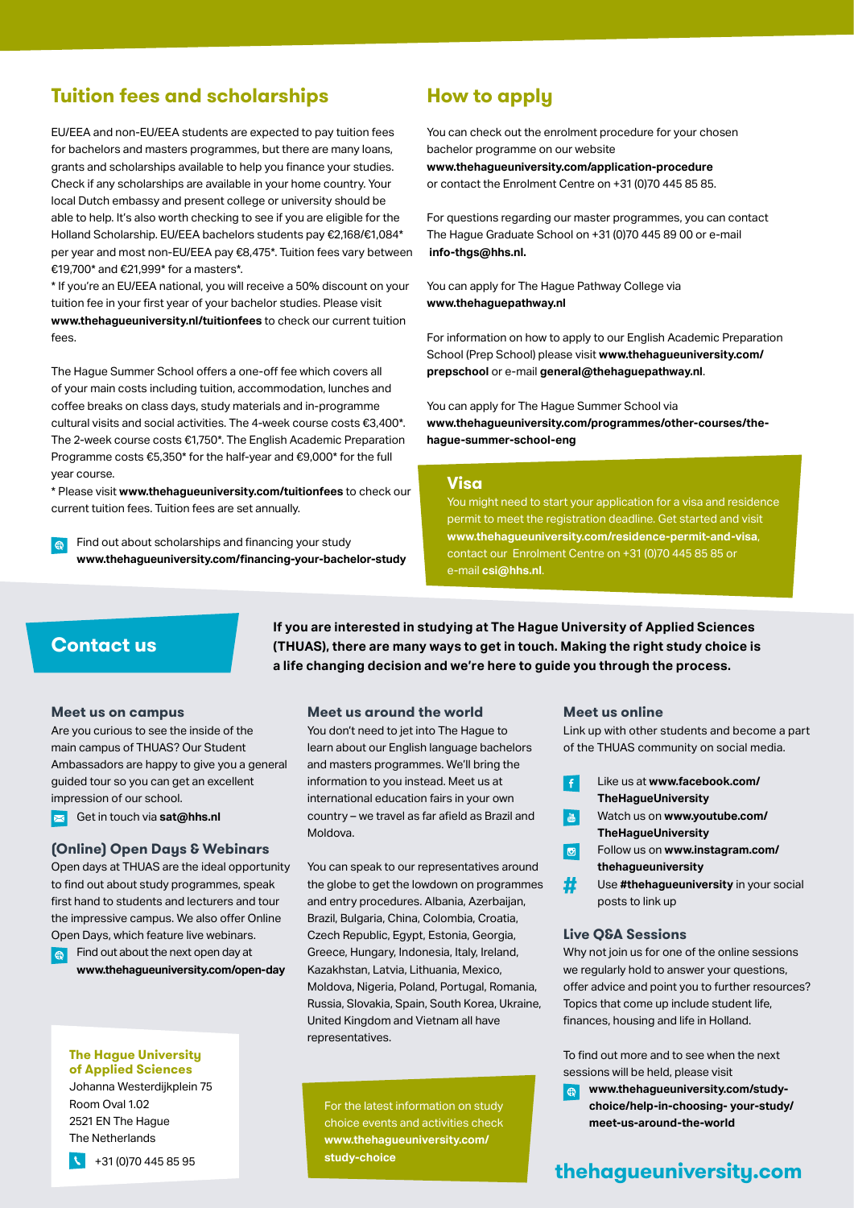## Tuition fees and scholarships

EU/EEA and non-EU/EEA students are expected to pay tuition fees for bachelors and masters programmes, but there are many loans, grants and scholarships available to help you finance your studies. Check if any scholarships are available in your home country. Your local Dutch embassy and present college or university should be able to help. It's also worth checking to see if you are eligible for the Holland Scholarship. EU/EEA bachelors students pay €2,168/€1,084* per year and most non-EU/EEA pay €8,475*. Tuition fees vary between €19,700* and €21,999* for a masters*.

* If you're an EU/EEA national, you will receive a 50% discount on your tuition fee in your first year of your bachelor studies. Please visit **www.thehagueuniversity.nl/tuitionfees** to check our current tuition fees.

The Hague Summer School offers a one-off fee which covers all of your main costs including tuition, accommodation, lunches and coffee breaks on class days, study materials and in-programme cultural visits and social activities. The 4-week course costs €3,400*. The 2-week course costs €1,750*. The English Academic Preparation Programme costs €5,350* for the half-year and €9,000* for the full year course.

* Please visit **www.thehagueuniversity.com/tuitionfees** to check our current tuition fees. Tuition fees are set annually.

Find out about scholarships and financing your study **www.thehagueuniversity.com/financing-your-bachelor-study**

## How to apply

You can check out the enrolment procedure for your chosen bachelor programme on our website **www.thehagueuniversity.com/application-procedure** or contact the Enrolment Centre on +31 (0)70 445 85 85.

For questions regarding our master programmes, you can contact The Hague Graduate School on +31 (0)70 445 89 00 or e-mail **info-thgs@hhs.nl.**

You can apply for The Hague Pathway College via **www.thehaguepathway.nl**

For information on how to apply to our English Academic Preparation School (Prep School) please visit **www.thehagueuniversity.com/prepschool** or e-mail **general@thehaguepathway.nl**.

You can apply for The Hague Summer School via **www.thehagueuniversity.com/programmes/other-courses/the-hague-summer-school-eng**

### Visa

You might need to start your application for a visa and residence permit to meet the registration deadline. Get started and visit **www.thehagueuniversity.com/residence-permit-and-visa**, contact our Enrolment Centre on +31 (0)70 445 85 85 or e-mail **csi@hhs.nl**.

## Contact us

**If you are interested in studying at The Hague University of Applied Sciences (THUAS), there are many ways to get in touch. Making the right study choice is a life changing decision and we're here to guide you through the process.**

### Meet us on campus

Are you curious to see the inside of the main campus of THUAS? Our Student Ambassadors are happy to give you a general guided tour so you can get an excellent impression of our school.

Get in touch via **sat@hhs.nl**

### (Online) Open Days & Webinars

Open days at THUAS are the ideal opportunity to find out about study programmes, speak first hand to students and lecturers and tour the impressive campus. We also offer Online Open Days, which feature live webinars.

Find out about the next open day at **www.thehagueuniversity.com/open-day**

**The Hague University of Applied Sciences**
Johanna Westerdijkplein 75
Room Oval 1.02
2521 EN The Hague
The Netherlands
+31 (0)70 445 85 95

### Meet us around the world

You don't need to jet into The Hague to learn about our English language bachelors and masters programmes. We'll bring the information to you instead. Meet us at international education fairs in your own country – we travel as far afield as Brazil and Moldova.

You can speak to our representatives around the globe to get the lowdown on programmes and entry procedures. Albania, Azerbaijan, Brazil, Bulgaria, China, Colombia, Croatia, Czech Republic, Egypt, Estonia, Georgia, Greece, Hungary, Indonesia, Italy, Ireland, Kazakhstan, Latvia, Lithuania, Mexico, Moldova, Nigeria, Poland, Portugal, Romania, Russia, Slovakia, Spain, South Korea, Ukraine, United Kingdom and Vietnam all have representatives.

For the latest information on study choice events and activities check **www.thehagueuniversity.com/study-choice**

### Meet us online

Link up with other students and become a part of the THUAS community on social media.

- Like us at **www.facebook.com/TheHagueUniversity**
- Watch us on **www.youtube.com/TheHagueUniversity**
- Follow us on **www.instagram.com/thehagueuniversity**
- Use **#thehagueuniversity** in your social posts to link up

### Live Q&A Sessions

Why not join us for one of the online sessions we regularly hold to answer your questions, offer advice and point you to further resources? Topics that come up include student life, finances, housing and life in Holland.

To find out more and to see when the next sessions will be held, please visit **www.thehagueuniversity.com/study-choice/help-in-choosing- your-study/meet-us-around-the-world**

**thehagueuniversity.com**